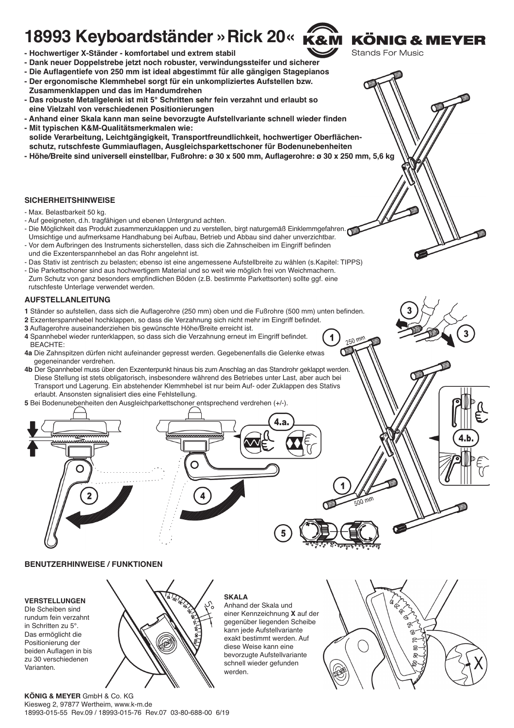# 18993 Keyboardständer »Rick 20«

**KÖNIG & MEYER**
Stands For Music

- **Hochwertiger X-Ständer - komfortabel und extrem stabil**
- **Dank neuer Doppelstrebe jetzt noch robuster, verwindungssteifer und sicherer**
- **Die Auflagentiefe von 250 mm ist ideal abgestimmt für alle gängigen Stagepianos**
- **Der ergonomische Klemmhebel sorgt für ein unkompliziertes Aufstellen bzw. Zusammenklappen und das im Handumdrehen**
- **Das robuste Metallgelenk ist mit 5° Schritten sehr fein verzahnt und erlaubt so eine Vielzahl von verschiedenen Positionierungen**
- **Anhand einer Skala kann man seine bevorzugte Aufstellvariante schnell wieder finden**
- **Mit typischen K&M-Qualitätsmerkmalen wie: solide Verarbeitung, Leichtgängigkeit, Transportfreundlichkeit, hochwertiger Oberflächenschutz, rutschfeste Gummiauflagen, Ausgleichsparkettschoner für Bodenunebenheiten**
- **Höhe/Breite sind universell einstellbar, Fußrohre: ø 30 x 500 mm, Auflagerohre: ø 30 x 250 mm, 5,6 kg**

### SICHERHEITSHINWEISE

- Max. Belastbarkeit 50 kg.
- Auf geeigneten, d.h. tragfähigen und ebenen Untergrund achten.
- Die Möglichkeit das Produkt zusammenzuklappen und zu verstellen, birgt naturgemäß Einklemmgefahren. Umsichtige und aufmerksame Handhabung bei Aufbau, Betrieb und Abbau sind daher unverzichtbar.
- Vor dem Aufbringen des Instruments sicherstellen, dass sich die Zahnscheiben im Eingriff befinden und die Exzenterspannhebel an das Rohr angelehnt ist.
- Das Stativ ist zentrisch zu belasten; ebenso ist eine angemessene Aufstellbreite zu wählen (s.Kapitel: TIPPS)
- Die Parkettschoner sind aus hochwertigem Material und so weit wie möglich frei von Weichmachern. Zum Schutz von ganz besonders empfindlichen Böden (z.B. bestimmte Parkettsorten) sollte ggf. eine rutschfeste Unterlage verwendet werden.

### AUFSTELLANLEITUNG

**1** Ständer so aufstellen, dass sich die Auflagerohre (250 mm) oben und die Fußrohre (500 mm) unten befinden.
**2** Exzenterspannhebel hochklappen, so dass die Verzahnung sich nicht mehr im Eingriff befindet.
**3** Auflagerohre auseinanderziehen bis gewünschte Höhe/Breite erreicht ist.
**4** Spannhebel wieder runterklappen, so dass sich die Verzahnung erneut im Eingriff befindet.
BEACHTE:
**4a** Die Zahnspitzen dürfen nicht aufeinander gepresst werden. Gegebenenfalls die Gelenke etwas gegeneinander verdrehen.
**4b** Der Spannhebel muss über den Exzenterpunkt hinaus bis zum Anschlag an das Standrohr geklappt werden. Diese Stellung ist stets obligatorisch, insbesondere während des Betriebes unter Last, aber auch bei Transport und Lagerung. Ein abstehender Klemmhebel ist nur beim Auf- oder Zuklappen des Stativs erlaubt. Ansonsten signalisiert dies eine Fehlstellung.
**5** Bei Bodenunebenheiten den Ausgleichparkettschoner entsprechend verdrehen (+/-).

### BENUTZERHINWEISE / FUNKTIONEN

**VERSTELLUNGEN**
DIe Scheiben sind rundum fein verzahnt in Schritten zu 5°. Das ermöglicht die Positionierung der beiden Auflagen in bis zu 30 verschiedenen Varianten.

**SKALA**
Anhand der Skala und einer Kennzeichnung **X** auf der gegenüber liegenden Scheibe kann jede Aufstellvariante exakt bestimmt werden. Auf diese Weise kann eine bevorzugte Aufstellvariante schnell wieder gefunden werden.

**KÖNIG & MEYER** GmbH & Co. KG
Kiesweg 2, 97877 Wertheim, www.k-m.de
18993-015-55 Rev.09 / 18993-015-76 Rev.07 03-80-688-00 6/19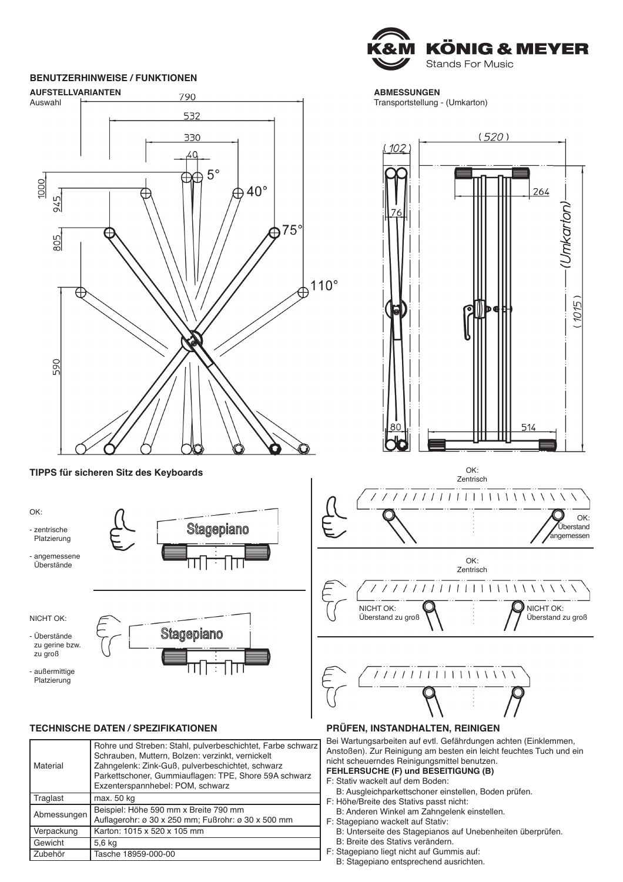## BENUTZERHINWEISE / FUNKTIONEN

### AUFSTELLVARIANTEN

Auswahl

790

532

330

40

5°

40°

75°

110°

1000

945

805

590

### ABMESSUNGEN

Transportstellung - (Umkarton)

(520)

(102)

76

264

(Umkarton)

(1015)

80

514

### TIPPS für sicheren Sitz des Keyboards

OK:

- zentrische Platzierung
- angemessene Überstände

Stagepiano

NICHT OK:

- Überstände zu gerine bzw. zu groß
- außermittige Platzierung

Stagepiano

OK: Zentrisch

OK: Überstand angemessen

OK: Zentrisch

NICHT OK: Überstand zu groß

NICHT OK: Überstand zu groß

### TECHNISCHE DATEN / SPEZIFIKATIONEN

| | |
|---|---|
| Material | Rohre und Streben: Stahl, pulverbeschichtet, Farbe schwarz<br>Schrauben, Muttern, Bolzen: verzinkt, vernickelt<br>Zahngelenk: Zink-Guß, pulverbeschichtet, schwarz<br>Parkettschoner, Gummiauflagen: TPE, Shore 59A schwarz<br>Exzenterspannhebel: POM, schwarz |
| Traglast | max. 50 kg |
| Abmessungen | Beispiel: Höhe 590 mm x Breite 790 mm<br>Auflagerohr: ø 30 x 250 mm; Fußrohr: ø 30 x 500 mm |
| Verpackung | Karton: 1015 x 520 x 105 mm |
| Gewicht | 5,6 kg |
| Zubehör | Tasche 18959-000-00 |

### PRÜFEN, INSTANDHALTEN, REINIGEN

Bei Wartungsarbeiten auf evtl. Gefährdungen achten (Einklemmen, Anstoßen). Zur Reinigung am besten ein leicht feuchtes Tuch und ein nicht scheuerndes Reinigungsmittel benutzen.

**FEHLERSUCHE (F) und BESEITIGUNG (B)**

F: Stativ wackelt auf dem Boden:
  B: Ausgleichparkettschoner einstellen, Boden prüfen.

F: Höhe/Breite des Stativs passt nicht:
  B: Anderen Winkel am Zahngelenk einstellen.

F: Stagepiano wackelt auf Stativ:
  B: Unterseite des Stagepianos auf Unebenheiten überprüfen.
  B: Breite des Stativs verändern.

F: Stagepiano liegt nicht auf Gummis auf:
  B: Stagepiano entsprechend ausrichten.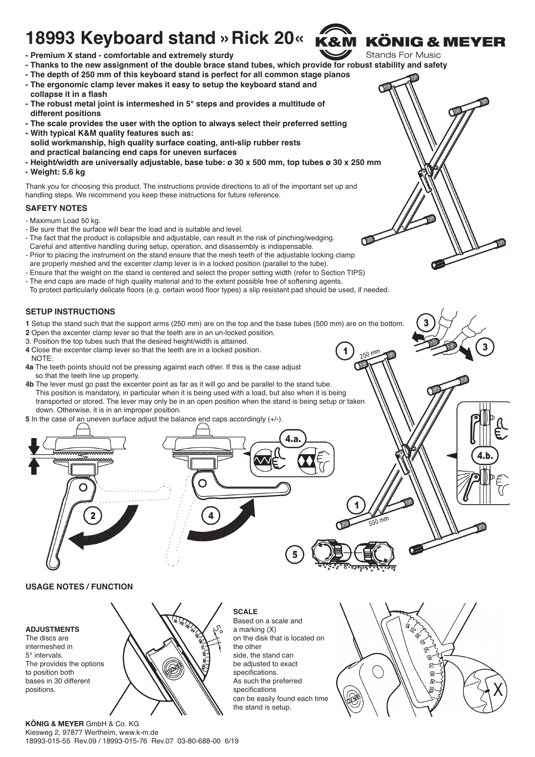# 18993 Keyboard stand » Rick 20«

**KÖNIG & MEYER**
Stands For Music

- **Premium X stand - comfortable and extremely sturdy**
- **Thanks to the new assignment of the double brace stand tubes, which provide for robust stability and safety**
- **The depth of 250 mm of this keyboard stand is perfect for all common stage pianos**
- **The ergonomic clamp lever makes it easy to setup the keyboard stand and collapse it in a flash**
- **The robust metal joint is intermeshed in 5° steps and provides a multitude of different positions**
- **The scale provides the user with the option to always select their preferred setting**
- **With typical K&M quality features such as: solid workmanship, high quality surface coating, anti-slip rubber rests and practical balancing end caps for uneven surfaces**
- **Height/width are universally adjustable, base tube: ø 30 x 500 mm, top tubes ø 30 x 250 mm**
- **Weight: 5.6 kg**

Thank you for choosing this product. The instructions provide directions to all of the important set up and handling steps. We recommend you keep these instructions for future reference.

### SAFETY NOTES

- Maximum Load 50 kg.
- Be sure that the surface will bear the load and is suitable and level.
- The fact that the product is collapsible and adjustable, can result in the risk of pinching/wedging. Careful and attentive handling during setup, operation, and disassembly is indispensable.
- Prior to placing the instrument on the stand ensure that the mesh teeth of the adjustable locking clamp are properly meshed and the excenter clamp lever is in a locked position (parallel to the tube).
- Ensure that the weight on the stand is centered and select the proper setting width (refer to Section TIPS)
- The end caps are made of high quality material and to the extent possible free of softening agents. To protect particularly delicate floors (e.g. certain wood floor types) a slip resistant pad should be used, if needed.

### SETUP INSTRUCTIONS

**1** Setup the stand such that the support arms (250 mm) are on the top and the base tubes (500 mm) are on the bottom.
**2** Open the excenter clamp lever so that the teeth are in an un-locked position.
3. Position the top tubes such that the desired height/width is attained.
**4** Close the excenter clamp lever so that the teeth are in a locked position.
NOTE:
**4a** The teeth points should not be pressing against each other. If this is the case adjust so that the teeth line up properly.
**4b** The lever must go past the excenter point as far as it will go and be parallel to the stand tube. This position is mandatory, in particular when it is being used with a load, but also when it is being transported or stored. The lever may only be in an open position when the stand is being setup or taken down. Otherwise, it is in an improper position.
**5** In the case of an uneven surface adjust the balance end caps accordingly (+/-).

### USAGE NOTES / FUNCTION

**ADJUSTMENTS**
The discs are intermeshed in 5° intervals.
The provides the options to position both bases in 30 different positions.

**SCALE**
Based on a scale and a marking (X) on the disk that is located on the other side, the stand can be adjusted to exact specifications.
As such the preferred specifications can be easily found each time the stand is setup.

**KÖNIG & MEYER** GmbH & Co. KG
Kiesweg 2, 97877 Wertheim, www.k-m.de
18993-015-55 Rev.09 / 18993-015-76 Rev.07 03-80-688-00 6/19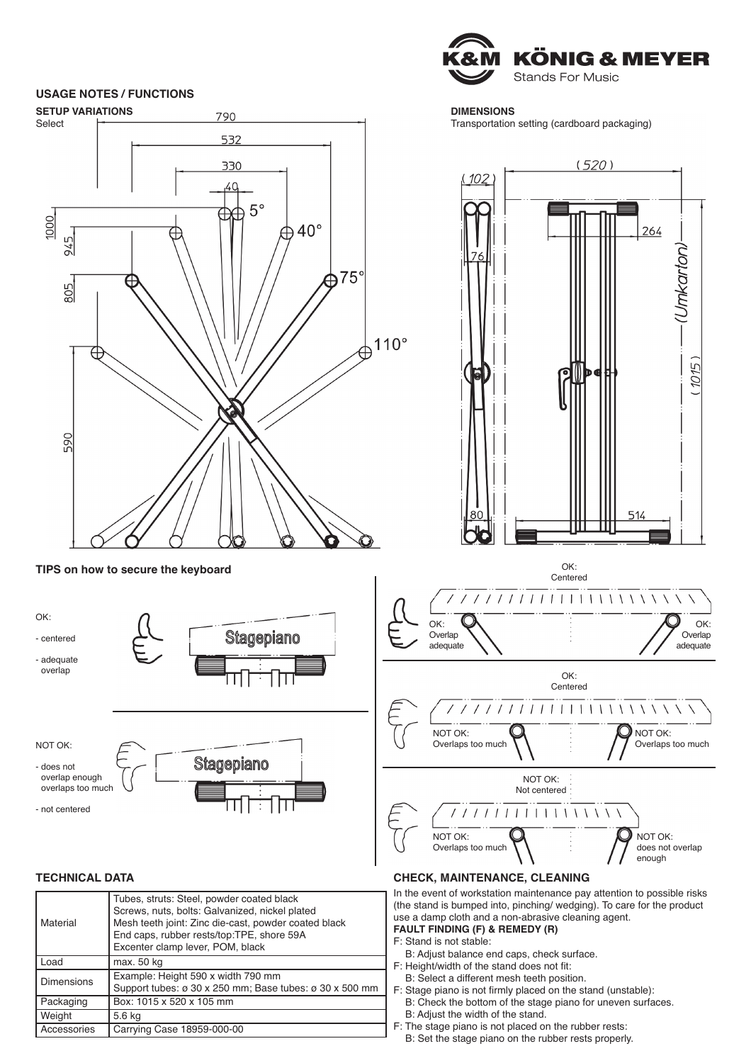K&M KÖNIG & MEYER
Stands For Music

## USAGE NOTES / FUNCTIONS

### SETUP VARIATIONS

Select

790
532
330
40
5°
40°
75°
110°
1000
945
805
590

### DIMENSIONS

Transportation setting (cardboard packaging)

(520)
(102)
264
76
(Umkarton)
(1015)
80
514

### TIPS on how to secure the keyboard

OK:

- centered
- adequate overlap

Stagepiano

NOT OK:

- does not overlap enough overlaps too much
- not centered

Stagepiano

OK:
Centered

OK:
Overlap
adequate

OK:
Overlap
adequate

OK:
Centered

NOT OK:
Overlaps too much

NOT OK:
Overlaps too much

NOT OK:
Not centered

NOT OK:
Overlaps too much

NOT OK:
does not overlap
enough

### TECHNICAL DATA

| | |
|---|---|
| Material | Tubes, struts: Steel, powder coated black<br>Screws, nuts, bolts: Galvanized, nickel plated<br>Mesh teeth joint: Zinc die-cast, powder coated black<br>End caps, rubber rests/top:TPE, shore 59A<br>Excenter clamp lever, POM, black |
| Load | max. 50 kg |
| Dimensions | Example: Height 590 x width 790 mm<br>Support tubes: ø 30 x 250 mm; Base tubes: ø 30 x 500 mm |
| Packaging | Box: 1015 x 520 x 105 mm |
| Weight | 5.6 kg |
| Accessories | Carrying Case 18959-000-00 |

### CHECK, MAINTENANCE, CLEANING

In the event of workstation maintenance pay attention to possible risks (the stand is bumped into, pinching/ wedging). To care for the product use a damp cloth and a non-abrasive cleaning agent.

**FAULT FINDING (F) & REMEDY (R)**

F: Stand is not stable:
B: Adjust balance end caps, check surface.

F: Height/width of the stand does not fit:
B: Select a different mesh teeth position.

F: Stage piano is not firmly placed on the stand (unstable):
B: Check the bottom of the stage piano for uneven surfaces.
B: Adjust the width of the stand.

F: The stage piano is not placed on the rubber rests:
B: Set the stage piano on the rubber rests properly.